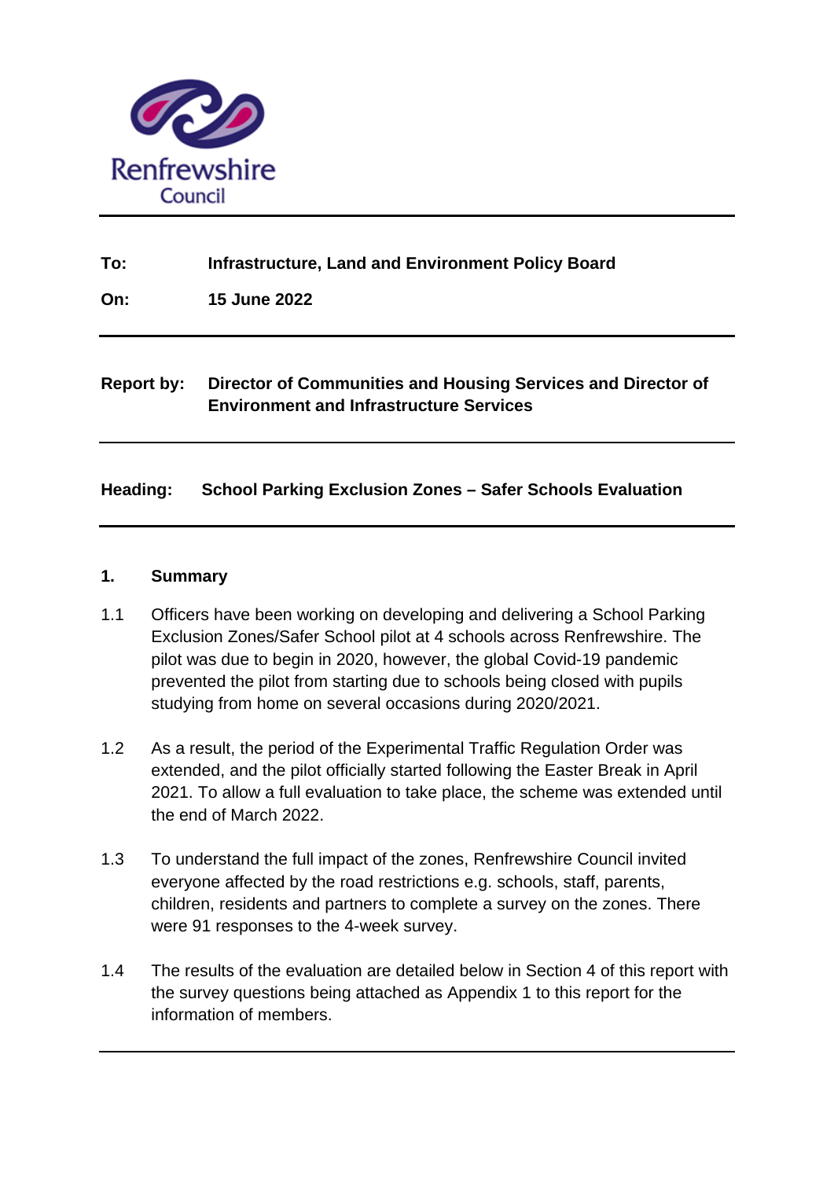Renfrewshire Council

---

**To:** **Infrastructure, Land and Environment Policy Board**

**On:** **15 June 2022**

---

**Report by:** **Director of Communities and Housing Services and Director of Environment and Infrastructure Services**

---

**Heading:** **School Parking Exclusion Zones – Safer Schools Evaluation**

---

## 1. Summary

1.1 Officers have been working on developing and delivering a School Parking Exclusion Zones/Safer School pilot at 4 schools across Renfrewshire. The pilot was due to begin in 2020, however, the global Covid-19 pandemic prevented the pilot from starting due to schools being closed with pupils studying from home on several occasions during 2020/2021.

1.2 As a result, the period of the Experimental Traffic Regulation Order was extended, and the pilot officially started following the Easter Break in April 2021. To allow a full evaluation to take place, the scheme was extended until the end of March 2022.

1.3 To understand the full impact of the zones, Renfrewshire Council invited everyone affected by the road restrictions e.g. schools, staff, parents, children, residents and partners to complete a survey on the zones. There were 91 responses to the 4-week survey.

1.4 The results of the evaluation are detailed below in Section 4 of this report with the survey questions being attached as Appendix 1 to this report for the information of members.

---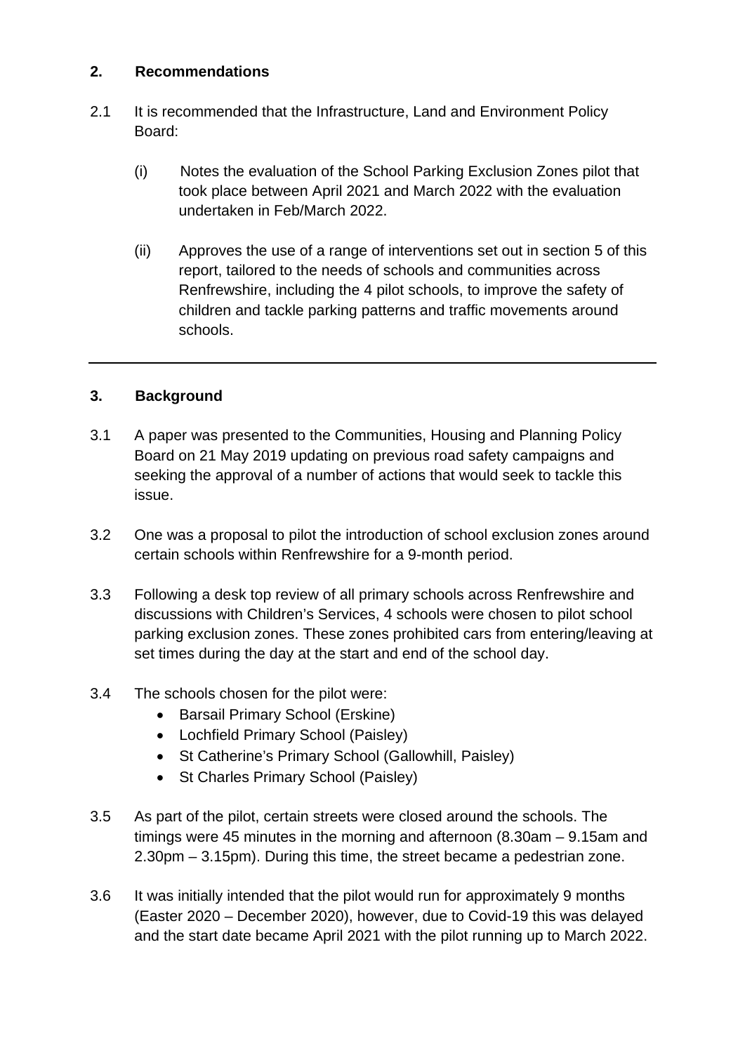## 2. Recommendations

2.1 It is recommended that the Infrastructure, Land and Environment Policy Board:

(i) Notes the evaluation of the School Parking Exclusion Zones pilot that took place between April 2021 and March 2022 with the evaluation undertaken in Feb/March 2022.

(ii) Approves the use of a range of interventions set out in section 5 of this report, tailored to the needs of schools and communities across Renfrewshire, including the 4 pilot schools, to improve the safety of children and tackle parking patterns and traffic movements around schools.

---

## 3. Background

3.1 A paper was presented to the Communities, Housing and Planning Policy Board on 21 May 2019 updating on previous road safety campaigns and seeking the approval of a number of actions that would seek to tackle this issue.

3.2 One was a proposal to pilot the introduction of school exclusion zones around certain schools within Renfrewshire for a 9-month period.

3.3 Following a desk top review of all primary schools across Renfrewshire and discussions with Children's Services, 4 schools were chosen to pilot school parking exclusion zones. These zones prohibited cars from entering/leaving at set times during the day at the start and end of the school day.

3.4 The schools chosen for the pilot were:

- Barsail Primary School (Erskine)
- Lochfield Primary School (Paisley)
- St Catherine's Primary School (Gallowhill, Paisley)
- St Charles Primary School (Paisley)

3.5 As part of the pilot, certain streets were closed around the schools. The timings were 45 minutes in the morning and afternoon (8.30am – 9.15am and 2.30pm – 3.15pm). During this time, the street became a pedestrian zone.

3.6 It was initially intended that the pilot would run for approximately 9 months (Easter 2020 – December 2020), however, due to Covid-19 this was delayed and the start date became April 2021 with the pilot running up to March 2022.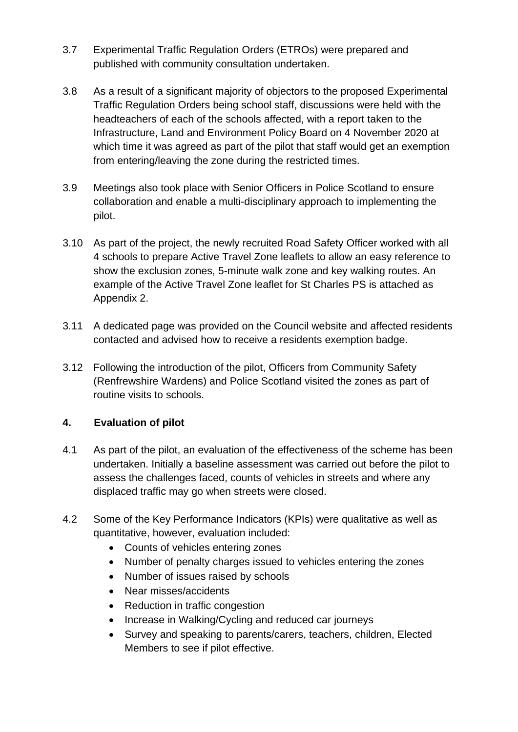3.7 Experimental Traffic Regulation Orders (ETROs) were prepared and published with community consultation undertaken.

3.8 As a result of a significant majority of objectors to the proposed Experimental Traffic Regulation Orders being school staff, discussions were held with the headteachers of each of the schools affected, with a report taken to the Infrastructure, Land and Environment Policy Board on 4 November 2020 at which time it was agreed as part of the pilot that staff would get an exemption from entering/leaving the zone during the restricted times.

3.9 Meetings also took place with Senior Officers in Police Scotland to ensure collaboration and enable a multi-disciplinary approach to implementing the pilot.

3.10 As part of the project, the newly recruited Road Safety Officer worked with all 4 schools to prepare Active Travel Zone leaflets to allow an easy reference to show the exclusion zones, 5-minute walk zone and key walking routes. An example of the Active Travel Zone leaflet for St Charles PS is attached as Appendix 2.

3.11 A dedicated page was provided on the Council website and affected residents contacted and advised how to receive a residents exemption badge.

3.12 Following the introduction of the pilot, Officers from Community Safety (Renfrewshire Wardens) and Police Scotland visited the zones as part of routine visits to schools.

## 4. Evaluation of pilot

4.1 As part of the pilot, an evaluation of the effectiveness of the scheme has been undertaken. Initially a baseline assessment was carried out before the pilot to assess the challenges faced, counts of vehicles in streets and where any displaced traffic may go when streets were closed.

4.2 Some of the Key Performance Indicators (KPIs) were qualitative as well as quantitative, however, evaluation included:

- Counts of vehicles entering zones
- Number of penalty charges issued to vehicles entering the zones
- Number of issues raised by schools
- Near misses/accidents
- Reduction in traffic congestion
- Increase in Walking/Cycling and reduced car journeys
- Survey and speaking to parents/carers, teachers, children, Elected Members to see if pilot effective.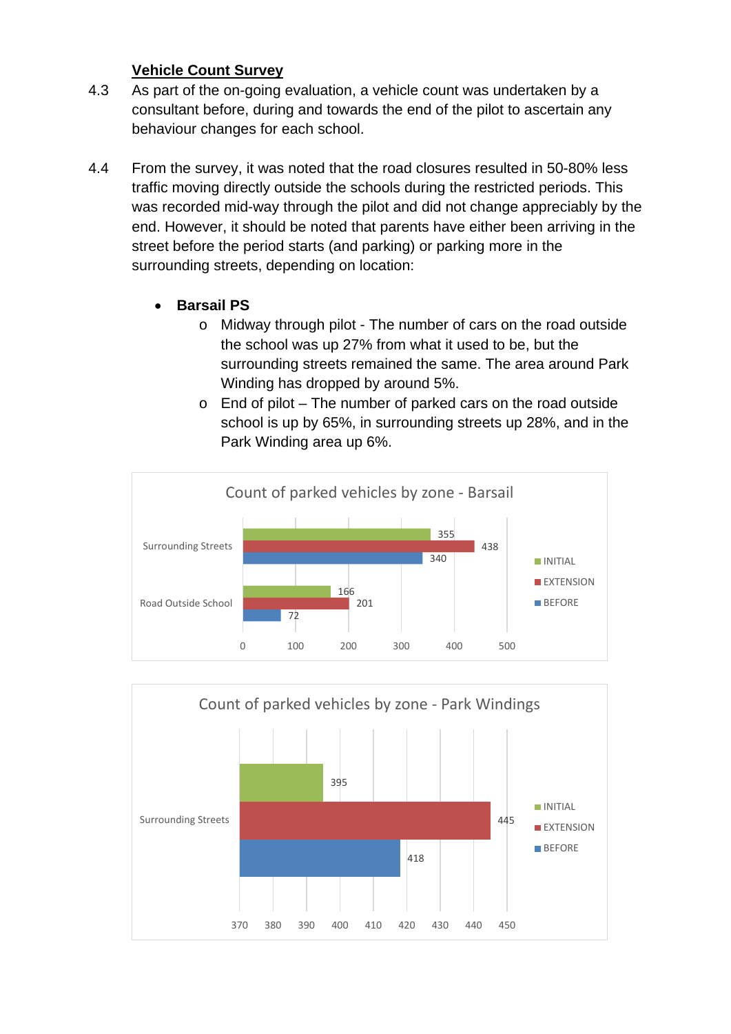### Vehicle Count Survey

4.3 As part of the on-going evaluation, a vehicle count was undertaken by a consultant before, during and towards the end of the pilot to ascertain any behaviour changes for each school.

4.4 From the survey, it was noted that the road closures resulted in 50-80% less traffic moving directly outside the schools during the restricted periods. This was recorded mid-way through the pilot and did not change appreciably by the end. However, it should be noted that parents have either been arriving in the street before the period starts (and parking) or parking more in the surrounding streets, depending on location:

- **Barsail PS**
    - Midway through pilot - The number of cars on the road outside the school was up 27% from what it used to be, but the surrounding streets remained the same. The area around Park Winding has dropped by around 5%.
    - End of pilot – The number of parked cars on the road outside school is up by 65%, in surrounding streets up 28%, and in the Park Winding area up 6%.

**Count of parked vehicles by zone - Barsail**

| Zone | INITIAL | EXTENSION | BEFORE |
|---|---|---|---|
| Surrounding Streets | 355 | 438 | 340 |
| Road Outside School | 166 | 201 | 72 |

**Count of parked vehicles by zone - Park Windings**

| Zone | INITIAL | EXTENSION | BEFORE |
|---|---|---|---|
| Surrounding Streets | 395 | 445 | 418 |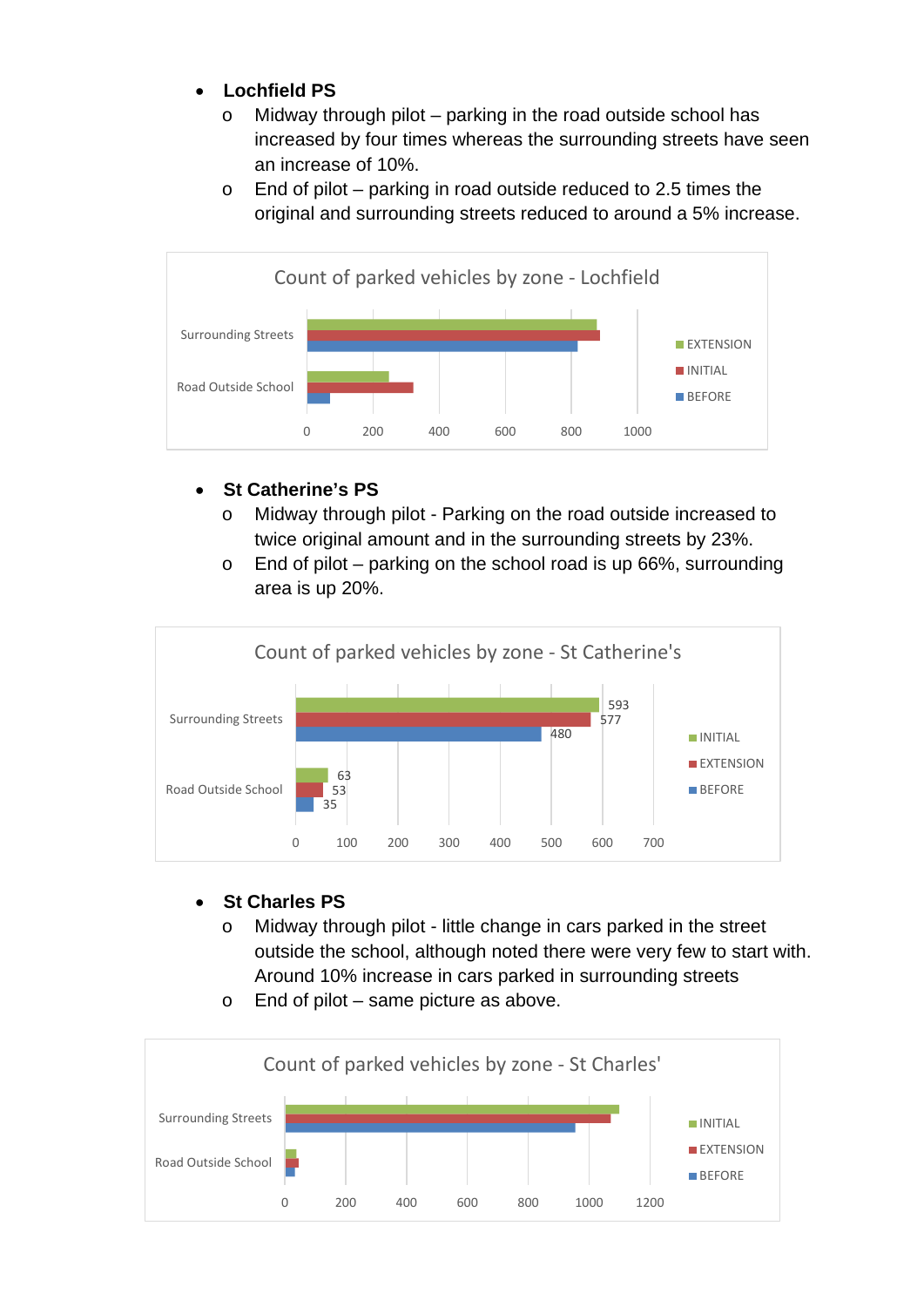- **Lochfield PS**
  - Midway through pilot – parking in the road outside school has increased by four times whereas the surrounding streets have seen an increase of 10%.
  - End of pilot – parking in road outside reduced to 2.5 times the original and surrounding streets reduced to around a 5% increase.

Count of parked vehicles by zone - Lochfield

Surrounding Streets
Road Outside School

0 200 400 600 800 1000

EXTENSION
INITIAL
BEFORE

- **St Catherine's PS**
  - Midway through pilot - Parking on the road outside increased to twice original amount and in the surrounding streets by 23%.
  - End of pilot – parking on the school road is up 66%, surrounding area is up 20%.

Count of parked vehicles by zone - St Catherine's

| Zone | INITIAL | EXTENSION | BEFORE |
| --- | --- | --- | --- |
| Surrounding Streets | 593 | 577 | 480 |
| Road Outside School | 63 | 53 | 35 |

- **St Charles PS**
  - Midway through pilot - little change in cars parked in the street outside the school, although noted there were very few to start with. Around 10% increase in cars parked in surrounding streets
  - End of pilot – same picture as above.

Count of parked vehicles by zone - St Charles'

Surrounding Streets
Road Outside School

0 200 400 600 800 1000 1200

INITIAL
EXTENSION
BEFORE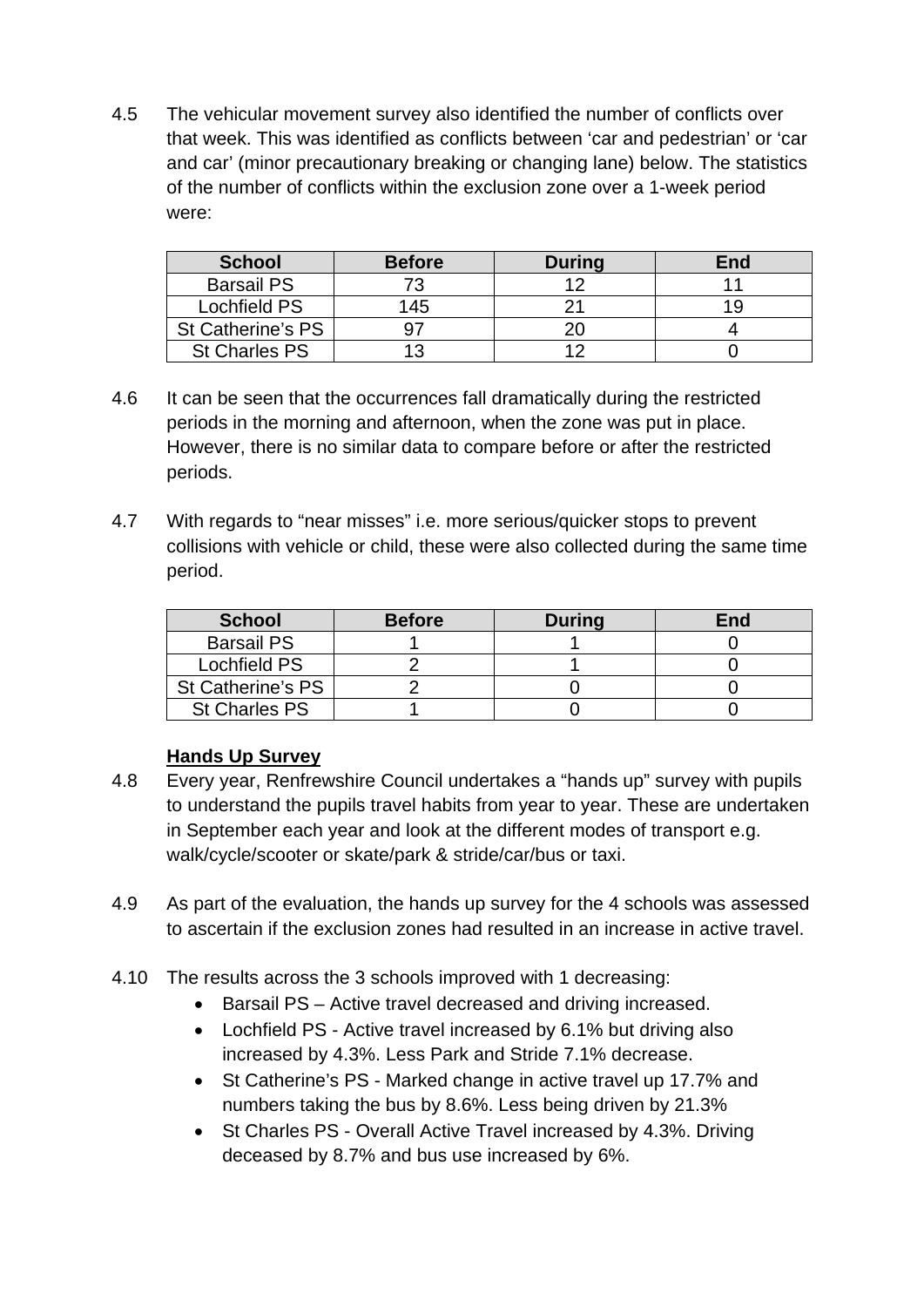4.5 The vehicular movement survey also identified the number of conflicts over that week. This was identified as conflicts between 'car and pedestrian' or 'car and car' (minor precautionary breaking or changing lane) below. The statistics of the number of conflicts within the exclusion zone over a 1-week period were:

| School | Before | During | End |
|---|---|---|---|
| Barsail PS | 73 | 12 | 11 |
| Lochfield PS | 145 | 21 | 19 |
| St Catherine's PS | 97 | 20 | 4 |
| St Charles PS | 13 | 12 | 0 |

4.6 It can be seen that the occurrences fall dramatically during the restricted periods in the morning and afternoon, when the zone was put in place. However, there is no similar data to compare before or after the restricted periods.

4.7 With regards to "near misses" i.e. more serious/quicker stops to prevent collisions with vehicle or child, these were also collected during the same time period.

| School | Before | During | End |
|---|---|---|---|
| Barsail PS | 1 | 1 | 0 |
| Lochfield PS | 2 | 1 | 0 |
| St Catherine's PS | 2 | 0 | 0 |
| St Charles PS | 1 | 0 | 0 |

**Hands Up Survey**

4.8 Every year, Renfrewshire Council undertakes a "hands up" survey with pupils to understand the pupils travel habits from year to year. These are undertaken in September each year and look at the different modes of transport e.g. walk/cycle/scooter or skate/park & stride/car/bus or taxi.

4.9 As part of the evaluation, the hands up survey for the 4 schools was assessed to ascertain if the exclusion zones had resulted in an increase in active travel.

4.10 The results across the 3 schools improved with 1 decreasing:

- Barsail PS – Active travel decreased and driving increased.
- Lochfield PS - Active travel increased by 6.1% but driving also increased by 4.3%. Less Park and Stride 7.1% decrease.
- St Catherine's PS - Marked change in active travel up 17.7% and numbers taking the bus by 8.6%. Less being driven by 21.3%
- St Charles PS - Overall Active Travel increased by 4.3%. Driving deceased by 8.7% and bus use increased by 6%.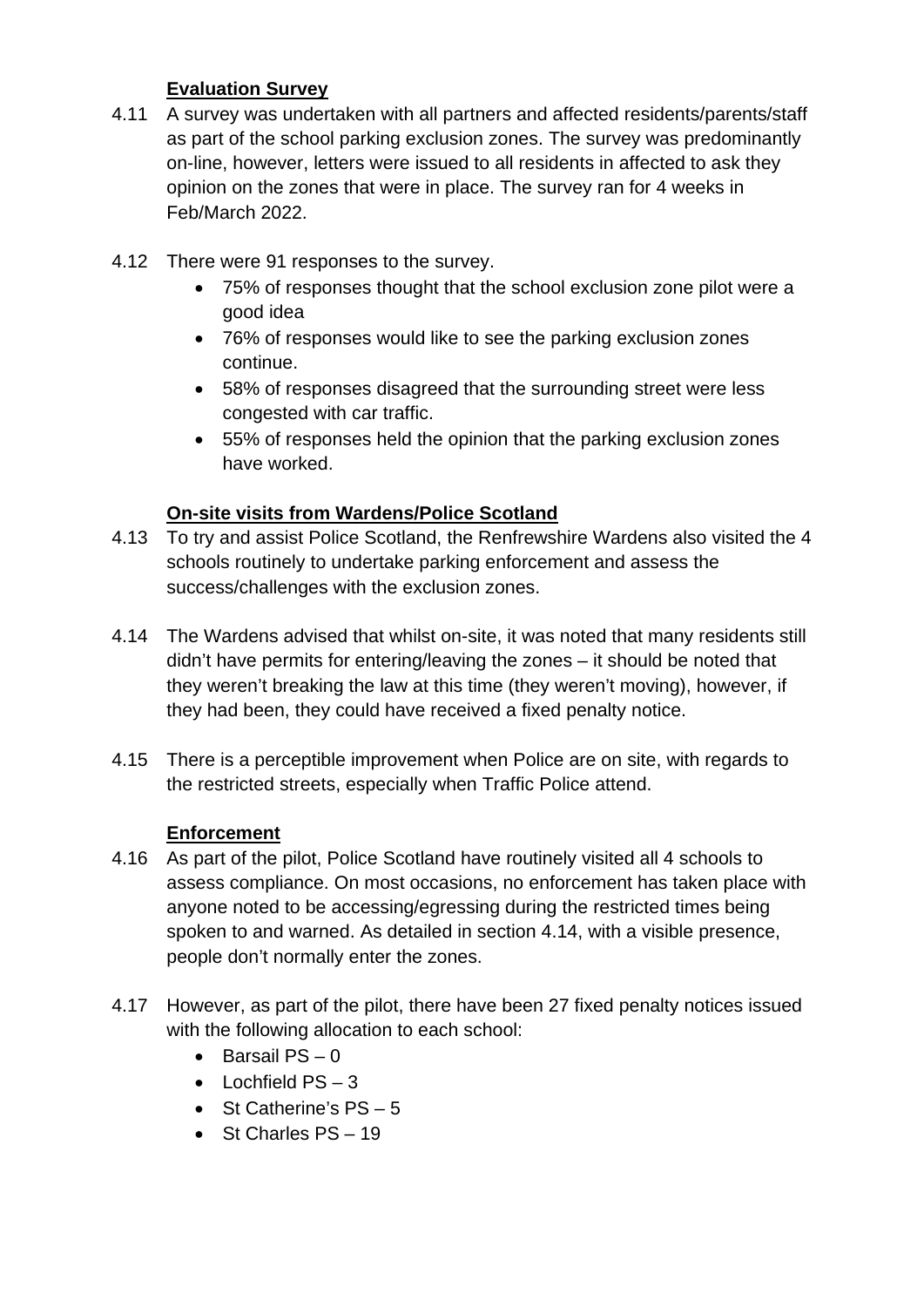**Evaluation Survey**

4.11 A survey was undertaken with all partners and affected residents/parents/staff as part of the school parking exclusion zones. The survey was predominantly on-line, however, letters were issued to all residents in affected to ask they opinion on the zones that were in place. The survey ran for 4 weeks in Feb/March 2022.

4.12 There were 91 responses to the survey.

- 75% of responses thought that the school exclusion zone pilot were a good idea
- 76% of responses would like to see the parking exclusion zones continue.
- 58% of responses disagreed that the surrounding street were less congested with car traffic.
- 55% of responses held the opinion that the parking exclusion zones have worked.

**On-site visits from Wardens/Police Scotland**

4.13 To try and assist Police Scotland, the Renfrewshire Wardens also visited the 4 schools routinely to undertake parking enforcement and assess the success/challenges with the exclusion zones.

4.14 The Wardens advised that whilst on-site, it was noted that many residents still didn't have permits for entering/leaving the zones – it should be noted that they weren't breaking the law at this time (they weren't moving), however, if they had been, they could have received a fixed penalty notice.

4.15 There is a perceptible improvement when Police are on site, with regards to the restricted streets, especially when Traffic Police attend.

**Enforcement**

4.16 As part of the pilot, Police Scotland have routinely visited all 4 schools to assess compliance. On most occasions, no enforcement has taken place with anyone noted to be accessing/egressing during the restricted times being spoken to and warned. As detailed in section 4.14, with a visible presence, people don't normally enter the zones.

4.17 However, as part of the pilot, there have been 27 fixed penalty notices issued with the following allocation to each school:

- Barsail PS – 0
- Lochfield PS – 3
- St Catherine's PS – 5
- St Charles PS – 19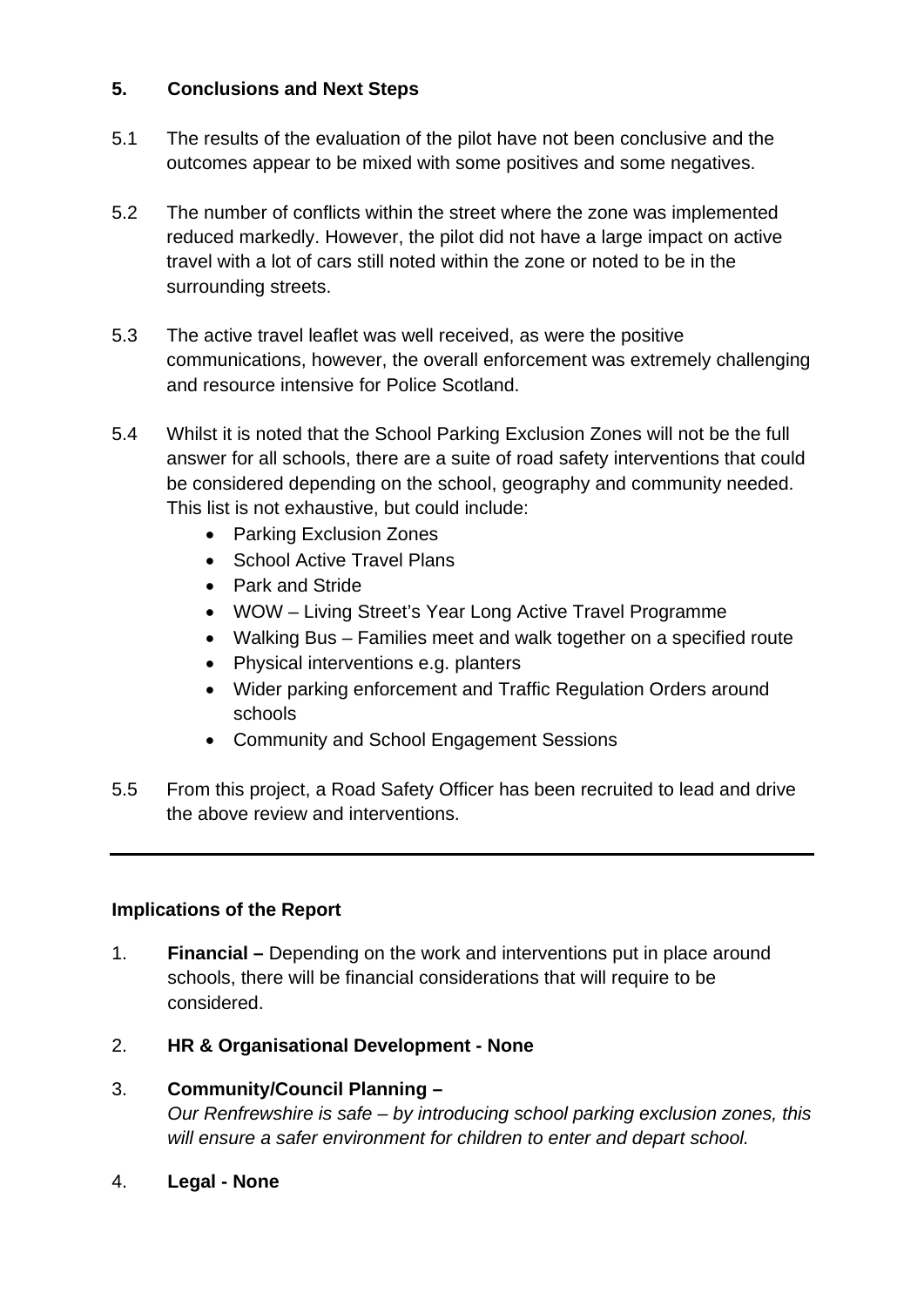## 5. Conclusions and Next Steps

5.1 The results of the evaluation of the pilot have not been conclusive and the outcomes appear to be mixed with some positives and some negatives.

5.2 The number of conflicts within the street where the zone was implemented reduced markedly. However, the pilot did not have a large impact on active travel with a lot of cars still noted within the zone or noted to be in the surrounding streets.

5.3 The active travel leaflet was well received, as were the positive communications, however, the overall enforcement was extremely challenging and resource intensive for Police Scotland.

5.4 Whilst it is noted that the School Parking Exclusion Zones will not be the full answer for all schools, there are a suite of road safety interventions that could be considered depending on the school, geography and community needed. This list is not exhaustive, but could include:

- Parking Exclusion Zones
- School Active Travel Plans
- Park and Stride
- WOW – Living Street's Year Long Active Travel Programme
- Walking Bus – Families meet and walk together on a specified route
- Physical interventions e.g. planters
- Wider parking enforcement and Traffic Regulation Orders around schools
- Community and School Engagement Sessions

5.5 From this project, a Road Safety Officer has been recruited to lead and drive the above review and interventions.

---

**Implications of the Report**

1. **Financial –** Depending on the work and interventions put in place around schools, there will be financial considerations that will require to be considered.

2. **HR & Organisational Development - None**

3. **Community/Council Planning –**
   *Our Renfrewshire is safe – by introducing school parking exclusion zones, this will ensure a safer environment for children to enter and depart school.*

4. **Legal - None**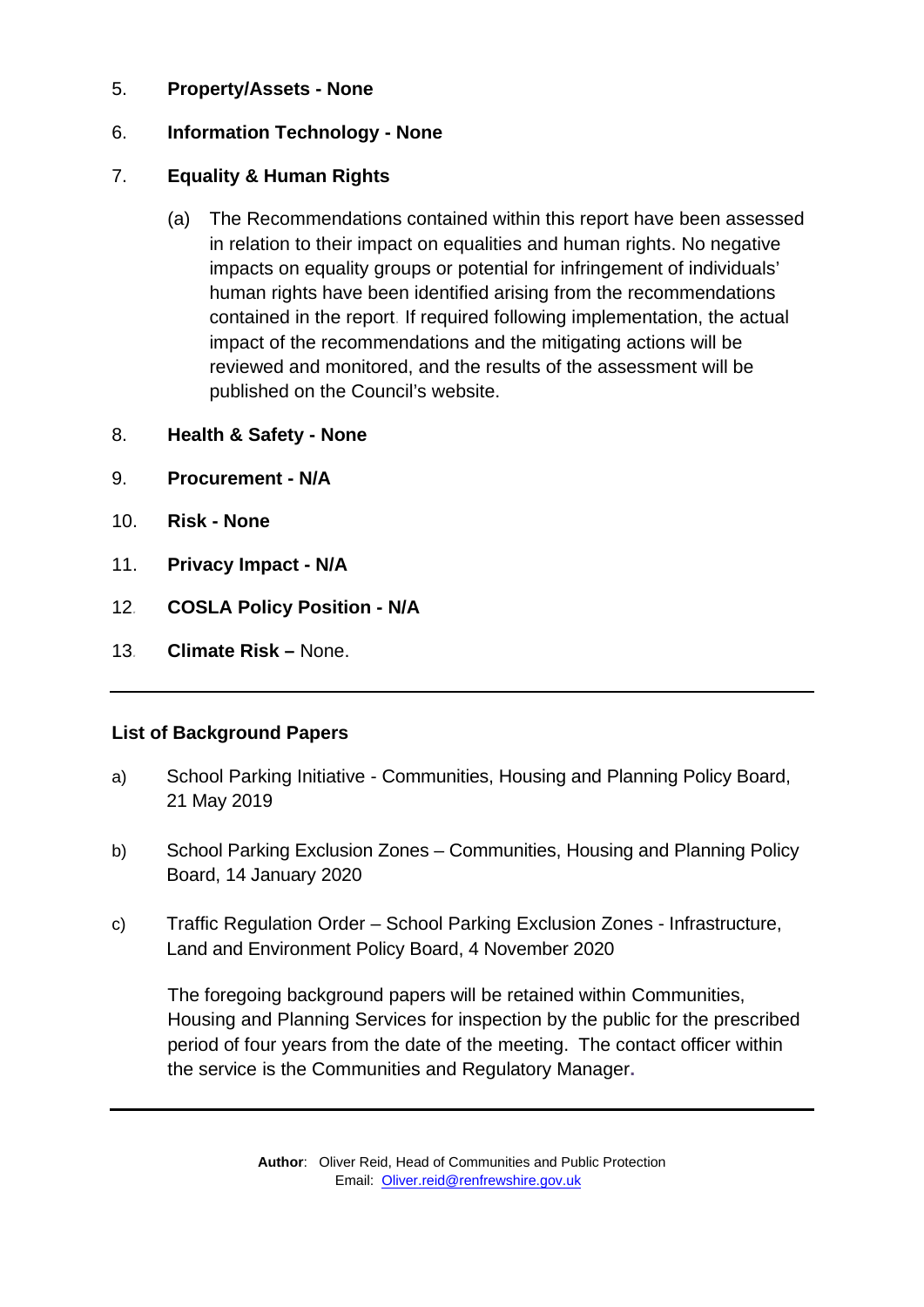5. **Property/Assets - None**

6. **Information Technology - None**

7. **Equality & Human Rights**

   (a) The Recommendations contained within this report have been assessed in relation to their impact on equalities and human rights. No negative impacts on equality groups or potential for infringement of individuals' human rights have been identified arising from the recommendations contained in the report. If required following implementation, the actual impact of the recommendations and the mitigating actions will be reviewed and monitored, and the results of the assessment will be published on the Council's website.

8. **Health & Safety - None**

9. **Procurement - N/A**

10. **Risk - None**

11. **Privacy Impact - N/A**

12. **COSLA Policy Position - N/A**

13. **Climate Risk –** None.

---

**List of Background Papers**

a) School Parking Initiative - Communities, Housing and Planning Policy Board, 21 May 2019

b) School Parking Exclusion Zones – Communities, Housing and Planning Policy Board, 14 January 2020

c) Traffic Regulation Order – School Parking Exclusion Zones - Infrastructure, Land and Environment Policy Board, 4 November 2020

The foregoing background papers will be retained within Communities, Housing and Planning Services for inspection by the public for the prescribed period of four years from the date of the meeting. The contact officer within the service is the Communities and Regulatory Manager.

---

**Author**: Oliver Reid, Head of Communities and Public Protection
Email: Oliver.reid@renfrewshire.gov.uk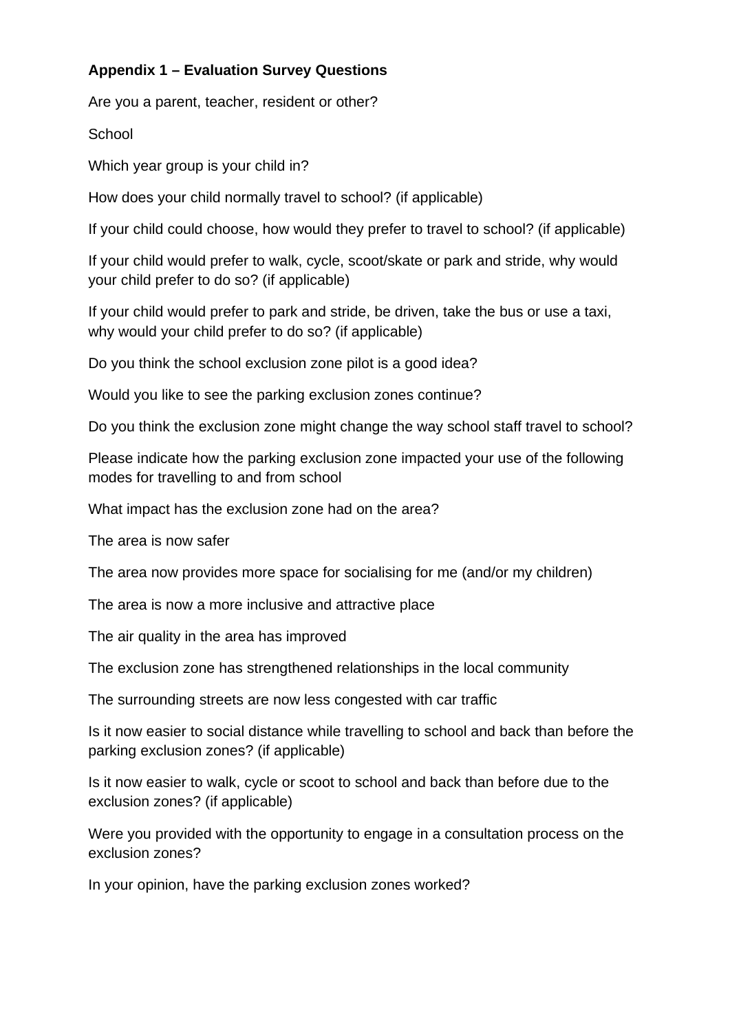**Appendix 1 – Evaluation Survey Questions**

Are you a parent, teacher, resident or other?

School

Which year group is your child in?

How does your child normally travel to school? (if applicable)

If your child could choose, how would they prefer to travel to school? (if applicable)

If your child would prefer to walk, cycle, scoot/skate or park and stride, why would your child prefer to do so? (if applicable)

If your child would prefer to park and stride, be driven, take the bus or use a taxi, why would your child prefer to do so? (if applicable)

Do you think the school exclusion zone pilot is a good idea?

Would you like to see the parking exclusion zones continue?

Do you think the exclusion zone might change the way school staff travel to school?

Please indicate how the parking exclusion zone impacted your use of the following modes for travelling to and from school

What impact has the exclusion zone had on the area?

The area is now safer

The area now provides more space for socialising for me (and/or my children)

The area is now a more inclusive and attractive place

The air quality in the area has improved

The exclusion zone has strengthened relationships in the local community

The surrounding streets are now less congested with car traffic

Is it now easier to social distance while travelling to school and back than before the parking exclusion zones? (if applicable)

Is it now easier to walk, cycle or scoot to school and back than before due to the exclusion zones? (if applicable)

Were you provided with the opportunity to engage in a consultation process on the exclusion zones?

In your opinion, have the parking exclusion zones worked?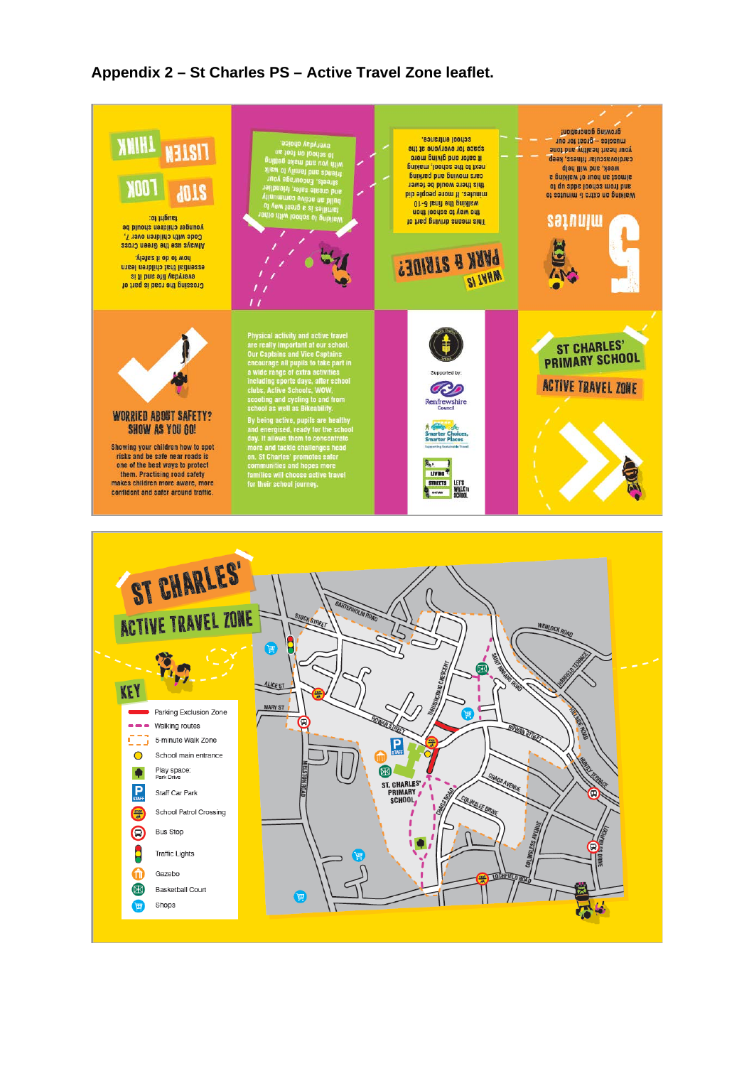## Appendix 2 – St Charles PS – Active Travel Zone leaflet.

THINK

LISTEN

LOOK

STOP

Crossing the road is part of everyday life and it is essential that children learn how to do it safely. Always use the Green Cross Code with children over 7, younger children should be taught to:

Walking to school with other families is a great way to build an active community and create safer, friendlier streets. Encourage your child to walk with friends and family and you make getting to school on foot an everyday choice.

PARK & STRIDE!

WHAT IS

This means driving part of the way to school then walking the final 5-10 minutes. If more people did this there would be fewer cars waiting and parking next to the school, making it safer and giving more space for everyone at the school entrance.

5 minutes

Walking an extra 5 minutes to and from school adds up to almost an hour of walking a week, and will help cardiovascular fitness, keep your heart healthy and tone muscles – great for your growing generation!

WORRIED ABOUT SAFETY? SHOW AS YOU GO!

Showing your children how to spot risks and be safe near roads is one of the best ways to protect them. Practising road safety makes children more aware, more confident and safer around traffic.

Physical activity and active travel are really important at our school. Our Captains and Vice Captains encourage all pupils to take part in a wide range of extra activities including sports days, after school clubs, Active Schools, WOW, scooting and cycling to and from school as well as Bikeability.

By being active, pupils are healthy and energised, ready for the school day. It allows them to concentrate more and tackle challenges head on. St Charles' promotes safer communities and hopes more families will choose active travel for their school journey.

Supported by:

Renfrewshire Council

Smarter Choices, Smarter Places

LIVING STREETS

LET'S WALK TO SCHOOL

ST CHARLES' PRIMARY SCHOOL

ACTIVE TRAVEL ZONE

ST CHARLES' ACTIVE TRAVEL ZONE

KEY

- Parking Exclusion Zone
- Walking routes
- 5-minute Walk Zone
- School main entrance
- Play space: Park Drive
- Staff Car Park
- School Patrol Crossing
- Bus Stop
- Traffic Lights
- Gazebo
- Basketball Court
- Shops

STOCK STREET

BARTERHOLM ROAD

WENLOCK ROAD

ALICE ST

MARY ST

ROWAN STREET

SAINT NINIANS ROAD

BARBERSHAW CRESCENT

CARFIELD TERRACE

HILLSIDE ROAD

HUNDLEY TERRACE

CRAIGS AVENUE

CRAIGS ROAD

COLINSLEE DRIVE

COLINSLEE AVENUE

LOCHFIELD ROAD

LOCHFIELD DRIVE

NEILSTON ROAD

ST. CHARLES' PRIMARY SCHOOL